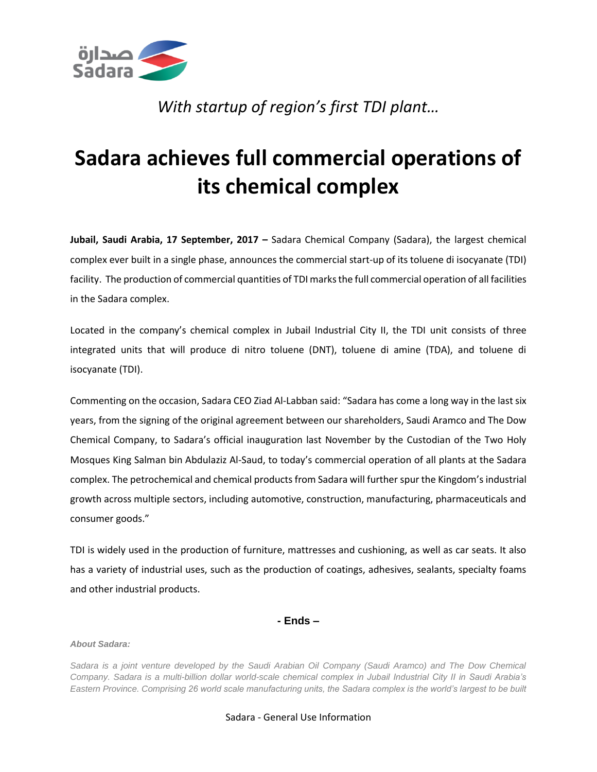صدارة
Sadara

*With startup of region's first TDI plant…*

# Sadara achieves full commercial operations of its chemical complex

**Jubail, Saudi Arabia, 17 September, 2017 –** Sadara Chemical Company (Sadara), the largest chemical complex ever built in a single phase, announces the commercial start-up of its toluene di isocyanate (TDI) facility. The production of commercial quantities of TDI marks the full commercial operation of all facilities in the Sadara complex.

Located in the company's chemical complex in Jubail Industrial City II, the TDI unit consists of three integrated units that will produce di nitro toluene (DNT), toluene di amine (TDA), and toluene di isocyanate (TDI).

Commenting on the occasion, Sadara CEO Ziad Al-Labban said: "Sadara has come a long way in the last six years, from the signing of the original agreement between our shareholders, Saudi Aramco and The Dow Chemical Company, to Sadara's official inauguration last November by the Custodian of the Two Holy Mosques King Salman bin Abdulaziz Al-Saud, to today's commercial operation of all plants at the Sadara complex. The petrochemical and chemical products from Sadara will further spur the Kingdom's industrial growth across multiple sectors, including automotive, construction, manufacturing, pharmaceuticals and consumer goods."

TDI is widely used in the production of furniture, mattresses and cushioning, as well as car seats. It also has a variety of industrial uses, such as the production of coatings, adhesives, sealants, specialty foams and other industrial products.

**- Ends –**

***About Sadara:***

*Sadara is a joint venture developed by the Saudi Arabian Oil Company (Saudi Aramco) and The Dow Chemical Company. Sadara is a multi-billion dollar world-scale chemical complex in Jubail Industrial City II in Saudi Arabia's Eastern Province. Comprising 26 world scale manufacturing units, the Sadara complex is the world's largest to be built*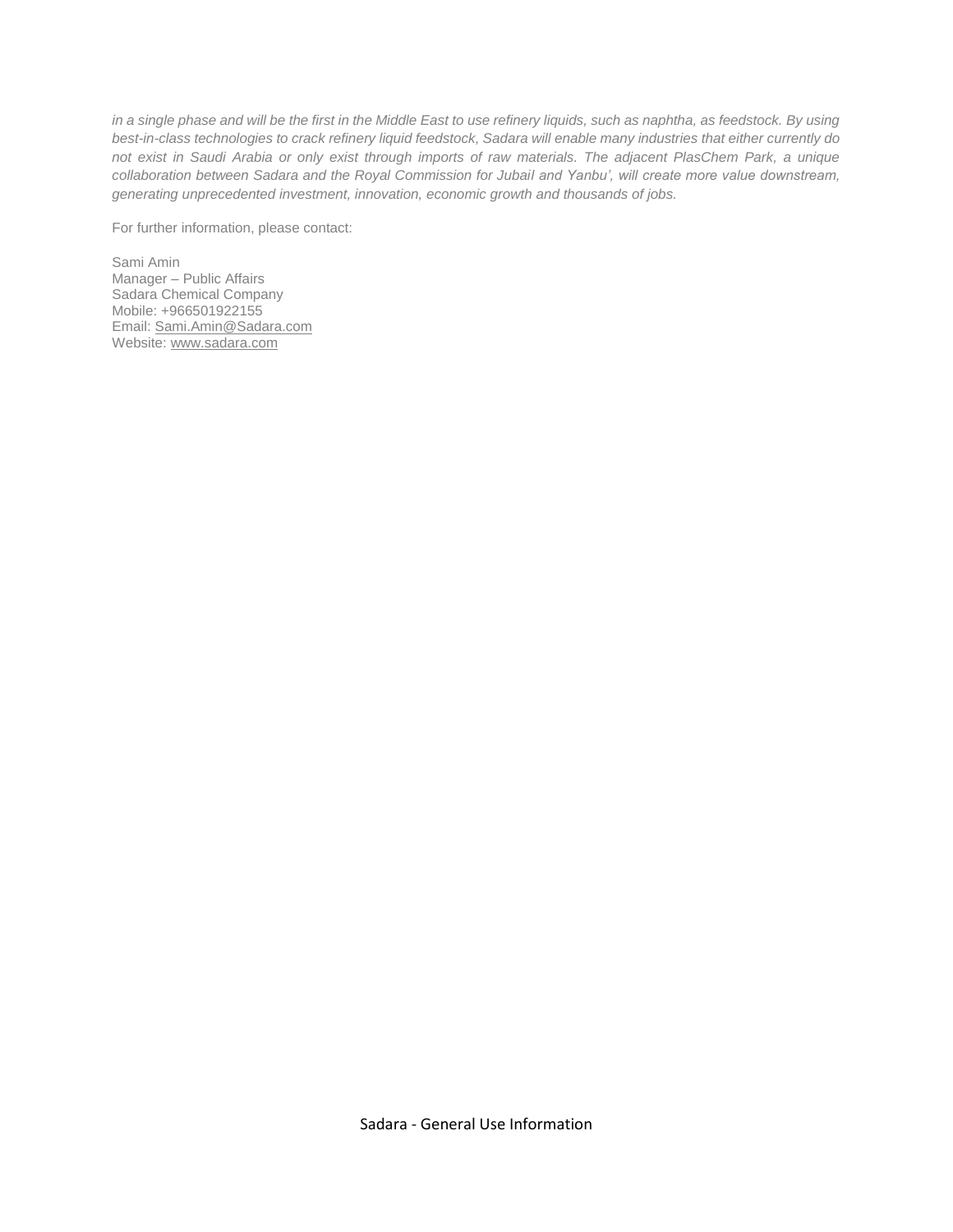*in a single phase and will be the first in the Middle East to use refinery liquids, such as naphtha, as feedstock. By using best-in-class technologies to crack refinery liquid feedstock, Sadara will enable many industries that either currently do not exist in Saudi Arabia or only exist through imports of raw materials. The adjacent PlasChem Park, a unique collaboration between Sadara and the Royal Commission for Jubail and Yanbu', will create more value downstream, generating unprecedented investment, innovation, economic growth and thousands of jobs.*

For further information, please contact:

Sami Amin
Manager – Public Affairs
Sadara Chemical Company
Mobile: +966501922155
Email: Sami.Amin@Sadara.com
Website: www.sadara.com

Sadara - General Use Information